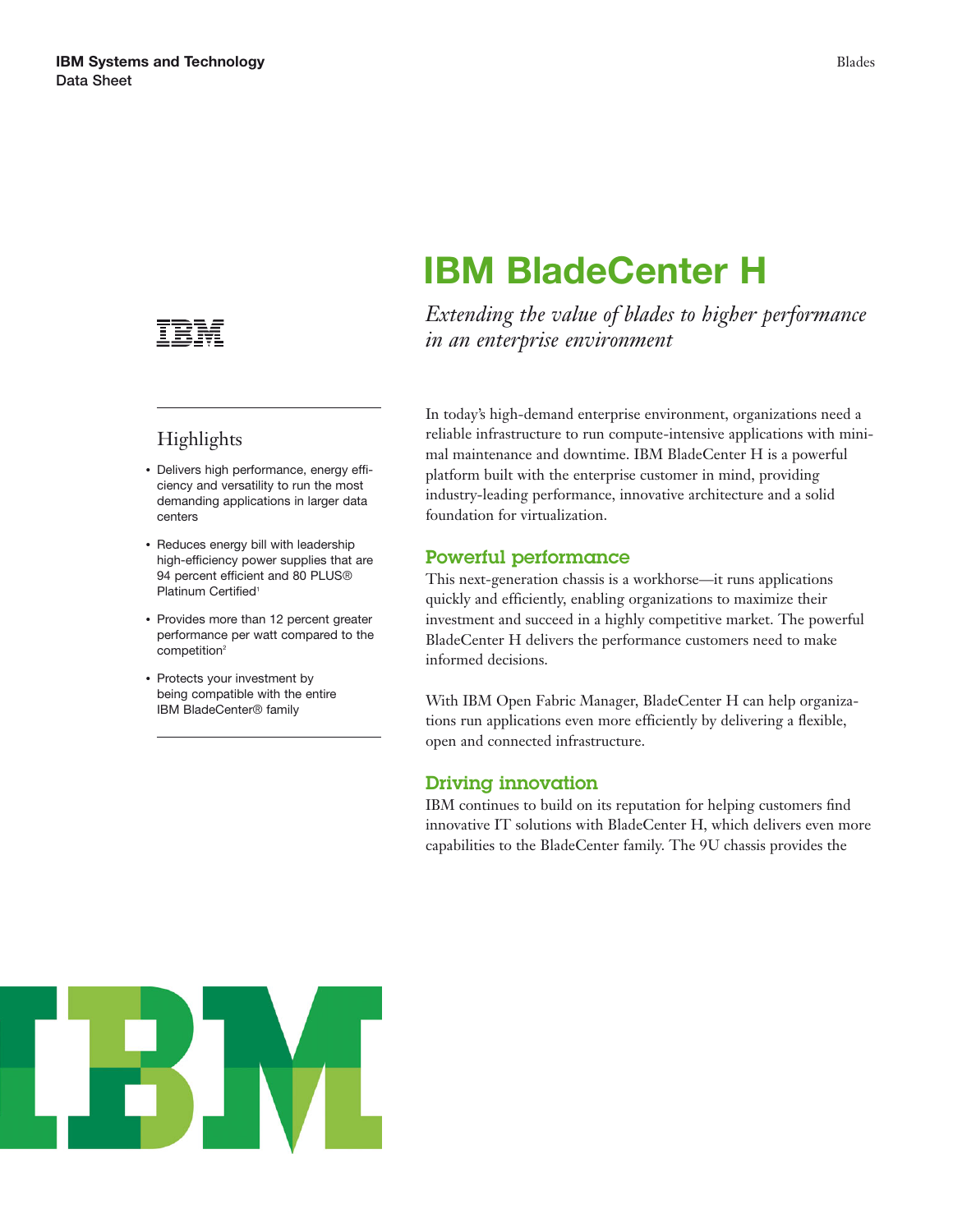IBM Systems and Technology
Data Sheet

# IBM BladeCenter H

*Extending the value of blades to higher performance in an enterprise environment*

## Highlights

- Delivers high performance, energy efficiency and versatility to run the most demanding applications in larger data centers
- Reduces energy bill with leadership high-efficiency power supplies that are 94 percent efficient and 80 PLUS® Platinum Certified[1]
- Provides more than 12 percent greater performance per watt compared to the competition[2]
- Protects your investment by being compatible with the entire IBM BladeCenter® family

In today's high-demand enterprise environment, organizations need a reliable infrastructure to run compute-intensive applications with minimal maintenance and downtime. IBM BladeCenter H is a powerful platform built with the enterprise customer in mind, providing industry-leading performance, innovative architecture and a solid foundation for virtualization.

## Powerful performance

This next-generation chassis is a workhorse—it runs applications quickly and efficiently, enabling organizations to maximize their investment and succeed in a highly competitive market. The powerful BladeCenter H delivers the performance customers need to make informed decisions.

With IBM Open Fabric Manager, BladeCenter H can help organizations run applications even more efficiently by delivering a flexible, open and connected infrastructure.

## Driving innovation

IBM continues to build on its reputation for helping customers find innovative IT solutions with BladeCenter H, which delivers even more capabilities to the BladeCenter family. The 9U chassis provides the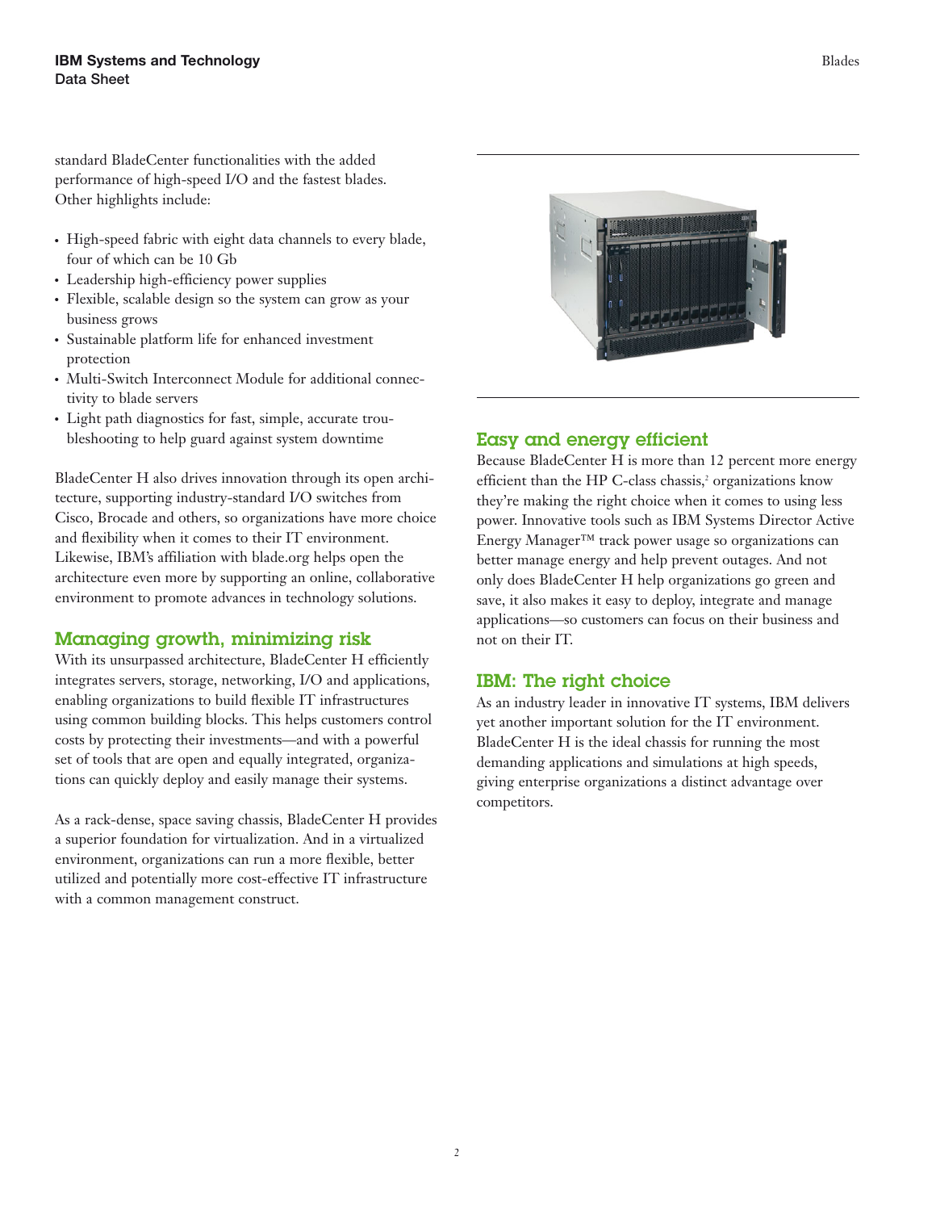standard BladeCenter functionalities with the added performance of high-speed I/O and the fastest blades. Other highlights include:

- High-speed fabric with eight data channels to every blade, four of which can be 10 Gb
- Leadership high-efficiency power supplies
- Flexible, scalable design so the system can grow as your business grows
- Sustainable platform life for enhanced investment protection
- Multi-Switch Interconnect Module for additional connectivity to blade servers
- Light path diagnostics for fast, simple, accurate troubleshooting to help guard against system downtime

BladeCenter H also drives innovation through its open architecture, supporting industry-standard I/O switches from Cisco, Brocade and others, so organizations have more choice and flexibility when it comes to their IT environment. Likewise, IBM's affiliation with blade.org helps open the architecture even more by supporting an online, collaborative environment to promote advances in technology solutions.

## Managing growth, minimizing risk

With its unsurpassed architecture, BladeCenter H efficiently integrates servers, storage, networking, I/O and applications, enabling organizations to build flexible IT infrastructures using common building blocks. This helps customers control costs by protecting their investments—and with a powerful set of tools that are open and equally integrated, organizations can quickly deploy and easily manage their systems.

As a rack-dense, space saving chassis, BladeCenter H provides a superior foundation for virtualization. And in a virtualized environment, organizations can run a more flexible, better utilized and potentially more cost-effective IT infrastructure with a common management construct.

## Easy and energy efficient

Because BladeCenter H is more than 12 percent more energy efficient than the HP C-class chassis,[2] organizations know they're making the right choice when it comes to using less power. Innovative tools such as IBM Systems Director Active Energy Manager™ track power usage so organizations can better manage energy and help prevent outages. And not only does BladeCenter H help organizations go green and save, it also makes it easy to deploy, integrate and manage applications—so customers can focus on their business and not on their IT.

## IBM: The right choice

As an industry leader in innovative IT systems, IBM delivers yet another important solution for the IT environment. BladeCenter H is the ideal chassis for running the most demanding applications and simulations at high speeds, giving enterprise organizations a distinct advantage over competitors.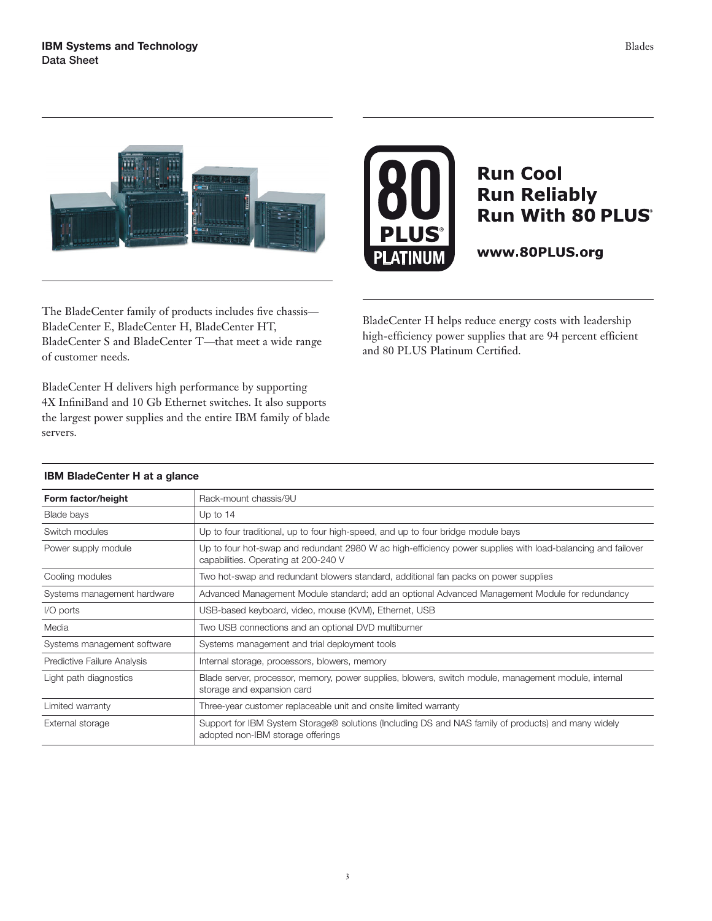Run Cool
Run Reliably
Run With 80 PLUS®

www.80PLUS.org

The BladeCenter family of products includes five chassis—BladeCenter E, BladeCenter H, BladeCenter HT, BladeCenter S and BladeCenter T—that meet a wide range of customer needs.

BladeCenter H delivers high performance by supporting 4X InfiniBand and 10 Gb Ethernet switches. It also supports the largest power supplies and the entire IBM family of blade servers.

BladeCenter H helps reduce energy costs with leadership high-efficiency power supplies that are 94 percent efficient and 80 PLUS Platinum Certified.

**IBM BladeCenter H at a glance**

| **Form factor/height** | Rack-mount chassis/9U |
|---|---|
| Blade bays | Up to 14 |
| Switch modules | Up to four traditional, up to four high-speed, and up to four bridge module bays |
| Power supply module | Up to four hot-swap and redundant 2980 W ac high-efficiency power supplies with load-balancing and failover capabilities. Operating at 200-240 V |
| Cooling modules | Two hot-swap and redundant blowers standard, additional fan packs on power supplies |
| Systems management hardware | Advanced Management Module standard; add an optional Advanced Management Module for redundancy |
| I/O ports | USB-based keyboard, video, mouse (KVM), Ethernet, USB |
| Media | Two USB connections and an optional DVD multiburner |
| Systems management software | Systems management and trial deployment tools |
| Predictive Failure Analysis | Internal storage, processors, blowers, memory |
| Light path diagnostics | Blade server, processor, memory, power supplies, blowers, switch module, management module, internal storage and expansion card |
| Limited warranty | Three-year customer replaceable unit and onsite limited warranty |
| External storage | Support for IBM System Storage® solutions (Including DS and NAS family of products) and many widely adopted non-IBM storage offerings |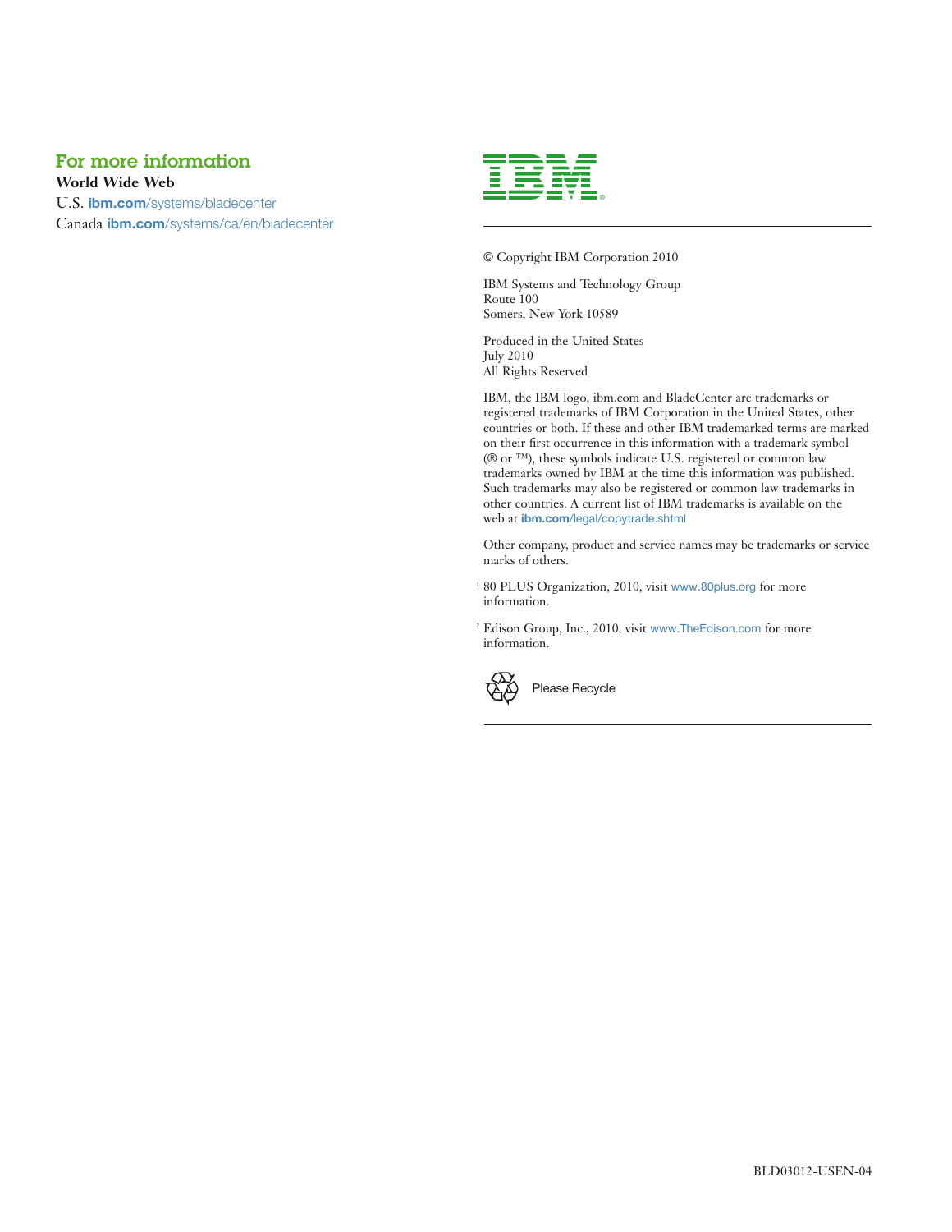## For more information

**World Wide Web**

U.S. **ibm.com**/systems/bladecenter

Canada **ibm.com**/systems/ca/en/bladecenter

© Copyright IBM Corporation 2010

IBM Systems and Technology Group
Route 100
Somers, New York 10589

Produced in the United States
July 2010
All Rights Reserved

IBM, the IBM logo, ibm.com and BladeCenter are trademarks or registered trademarks of IBM Corporation in the United States, other countries or both. If these and other IBM trademarked terms are marked on their first occurrence in this information with a trademark symbol (® or ™), these symbols indicate U.S. registered or common law trademarks owned by IBM at the time this information was published. Such trademarks may also be registered or common law trademarks in other countries. A current list of IBM trademarks is available on the web at **ibm.com**/legal/copytrade.shtml

Other company, product and service names may be trademarks or service marks of others.

[1] 80 PLUS Organization, 2010, visit www.80plus.org for more information.

[2] Edison Group, Inc., 2010, visit www.TheEdison.com for more information.

Please Recycle

BLD03012-USEN-04